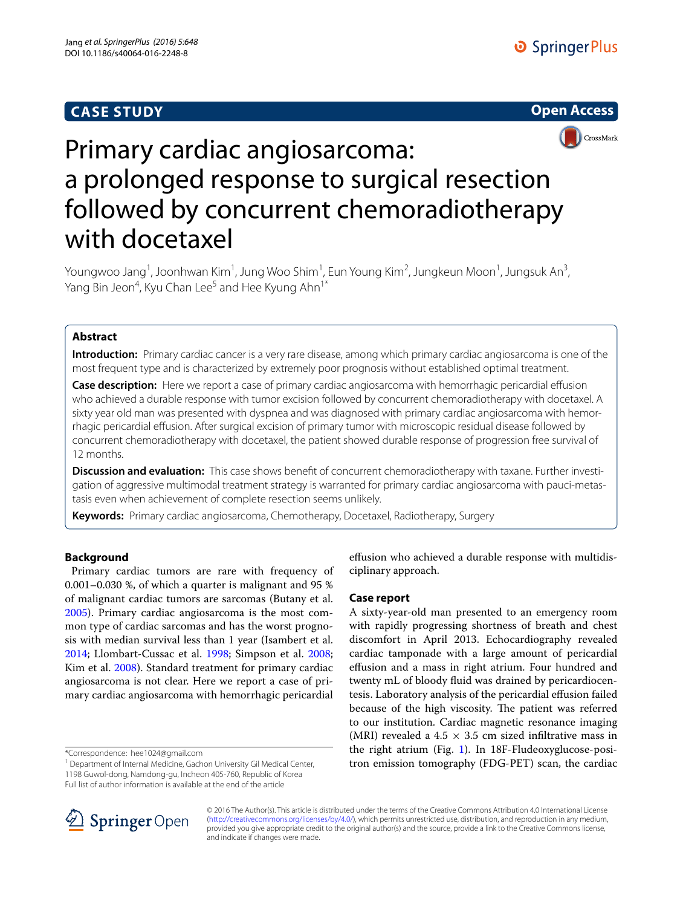CASE STUDY

Open Access

# Primary cardiac angiosarcoma: a prolonged response to surgical resection followed by concurrent chemoradiotherapy with docetaxel

Youngwoo Jang[1], Joonhwan Kim[1], Jung Woo Shim[1], Eun Young Kim[2], Jungkeun Moon[1], Jungsuk An[3], Yang Bin Jeon[4], Kyu Chan Lee[5] and Hee Kyung Ahn[1*]

## Abstract

**Introduction:** Primary cardiac cancer is a very rare disease, among which primary cardiac angiosarcoma is one of the most frequent type and is characterized by extremely poor prognosis without established optimal treatment.

**Case description:** Here we report a case of primary cardiac angiosarcoma with hemorrhagic pericardial effusion who achieved a durable response with tumor excision followed by concurrent chemoradiotherapy with docetaxel. A sixty year old man was presented with dyspnea and was diagnosed with primary cardiac angiosarcoma with hemorrhagic pericardial effusion. After surgical excision of primary tumor with microscopic residual disease followed by concurrent chemoradiotherapy with docetaxel, the patient showed durable response of progression free survival of 12 months.

**Discussion and evaluation:** This case shows benefit of concurrent chemoradiotherapy with taxane. Further investigation of aggressive multimodal treatment strategy is warranted for primary cardiac angiosarcoma with pauci-metastasis even when achievement of complete resection seems unlikely.

**Keywords:** Primary cardiac angiosarcoma, Chemotherapy, Docetaxel, Radiotherapy, Surgery

## Background

Primary cardiac tumors are rare with frequency of 0.001–0.030 %, of which a quarter is malignant and 95 % of malignant cardiac tumors are sarcomas (Butany et al. 2005). Primary cardiac angiosarcoma is the most common type of cardiac sarcomas and has the worst prognosis with median survival less than 1 year (Isambert et al. 2014; Llombart-Cussac et al. 1998; Simpson et al. 2008; Kim et al. 2008). Standard treatment for primary cardiac angiosarcoma is not clear. Here we report a case of primary cardiac angiosarcoma with hemorrhagic pericardial effusion who achieved a durable response with multidisciplinary approach.

## Case report

A sixty-year-old man presented to an emergency room with rapidly progressing shortness of breath and chest discomfort in April 2013. Echocardiography revealed cardiac tamponade with a large amount of pericardial effusion and a mass in right atrium. Four hundred and twenty mL of bloody fluid was drained by pericardiocentesis. Laboratory analysis of the pericardial effusion failed because of the high viscosity. The patient was referred to our institution. Cardiac magnetic resonance imaging (MRI) revealed a $4.5 \times 3.5$ cm sized infiltrative mass in the right atrium (Fig. 1). In 18F-Fludeoxyglucose-positron emission tomography (FDG-PET) scan, the cardiac

*Correspondence: hee1024@gmail.com
[1] Department of Internal Medicine, Gachon University Gil Medical Center, 1198 Guwol-dong, Namdong-gu, Incheon 405-760, Republic of Korea
Full list of author information is available at the end of the article

© 2016 The Author(s). This article is distributed under the terms of the Creative Commons Attribution 4.0 International License (http://creativecommons.org/licenses/by/4.0/), which permits unrestricted use, distribution, and reproduction in any medium, provided you give appropriate credit to the original author(s) and the source, provide a link to the Creative Commons license, and indicate if changes were made.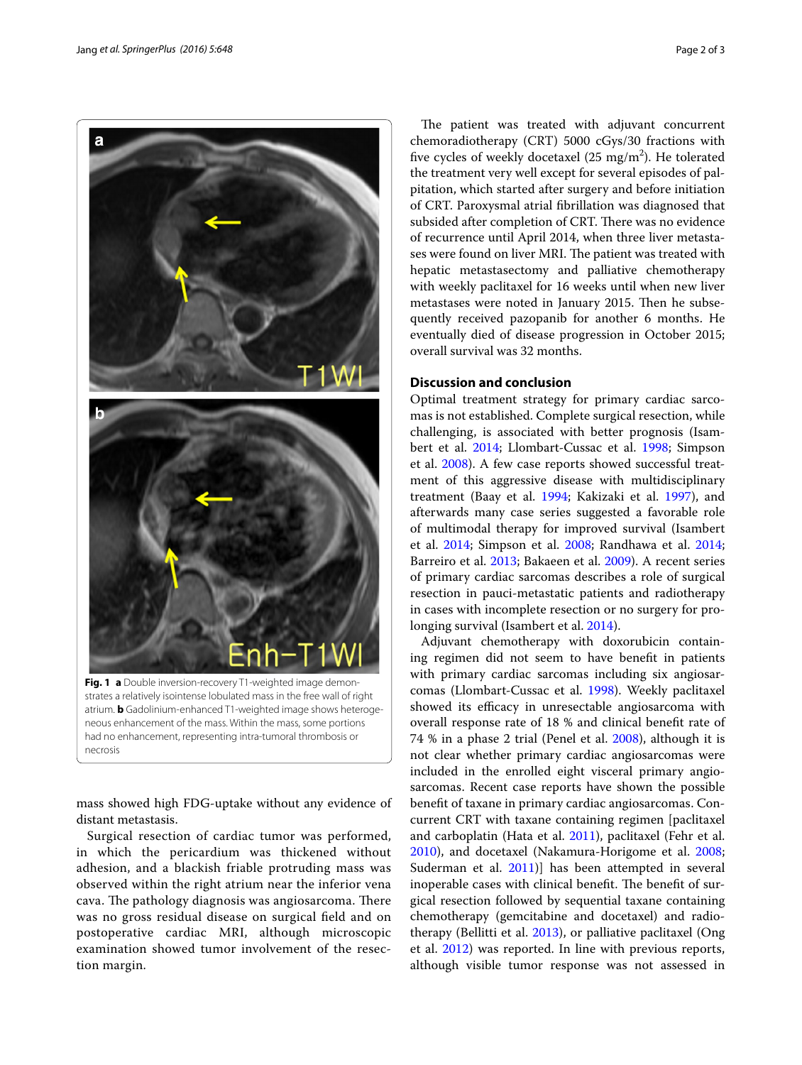Fig. 1 **a** Double inversion-recovery T1-weighted image demonstrates a relatively isointense lobulated mass in the free wall of right atrium. **b** Gadolinium-enhanced T1-weighted image shows heterogeneous enhancement of the mass. Within the mass, some portions had no enhancement, representing intra-tumoral thrombosis or necrosis

mass showed high FDG-uptake without any evidence of distant metastasis.

Surgical resection of cardiac tumor was performed, in which the pericardium was thickened without adhesion, and a blackish friable protruding mass was observed within the right atrium near the inferior vena cava. The pathology diagnosis was angiosarcoma. There was no gross residual disease on surgical field and on postoperative cardiac MRI, although microscopic examination showed tumor involvement of the resection margin.

The patient was treated with adjuvant concurrent chemoradiotherapy (CRT) 5000 cGys/30 fractions with five cycles of weekly docetaxel (25 mg/m$^2$). He tolerated the treatment very well except for several episodes of palpitation, which started after surgery and before initiation of CRT. Paroxysmal atrial fibrillation was diagnosed that subsided after completion of CRT. There was no evidence of recurrence until April 2014, when three liver metastases were found on liver MRI. The patient was treated with hepatic metastasectomy and palliative chemotherapy with weekly paclitaxel for 16 weeks until when new liver metastases were noted in January 2015. Then he subsequently received pazopanib for another 6 months. He eventually died of disease progression in October 2015; overall survival was 32 months.

## Discussion and conclusion

Optimal treatment strategy for primary cardiac sarcomas is not established. Complete surgical resection, while challenging, is associated with better prognosis (Isambert et al. 2014; Llombart-Cussac et al. 1998; Simpson et al. 2008). A few case reports showed successful treatment of this aggressive disease with multidisciplinary treatment (Baay et al. 1994; Kakizaki et al. 1997), and afterwards many case series suggested a favorable role of multimodal therapy for improved survival (Isambert et al. 2014; Simpson et al. 2008; Randhawa et al. 2014; Barreiro et al. 2013; Bakaeen et al. 2009). A recent series of primary cardiac sarcomas describes a role of surgical resection in pauci-metastatic patients and radiotherapy in cases with incomplete resection or no surgery for prolonging survival (Isambert et al. 2014).

Adjuvant chemotherapy with doxorubicin containing regimen did not seem to have benefit in patients with primary cardiac sarcomas including six angiosarcomas (Llombart-Cussac et al. 1998). Weekly paclitaxel showed its efficacy in unresectable angiosarcoma with overall response rate of 18 % and clinical benefit rate of 74 % in a phase 2 trial (Penel et al. 2008), although it is not clear whether primary cardiac angiosarcomas were included in the enrolled eight visceral primary angiosarcomas. Recent case reports have shown the possible benefit of taxane in primary cardiac angiosarcomas. Concurrent CRT with taxane containing regimen [paclitaxel and carboplatin (Hata et al. 2011), paclitaxel (Fehr et al. 2010), and docetaxel (Nakamura-Horigome et al. 2008; Suderman et al. 2011)] has been attempted in several inoperable cases with clinical benefit. The benefit of surgical resection followed by sequential taxane containing chemotherapy (gemcitabine and docetaxel) and radiotherapy (Bellitti et al. 2013), or palliative paclitaxel (Ong et al. 2012) was reported. In line with previous reports, although visible tumor response was not assessed in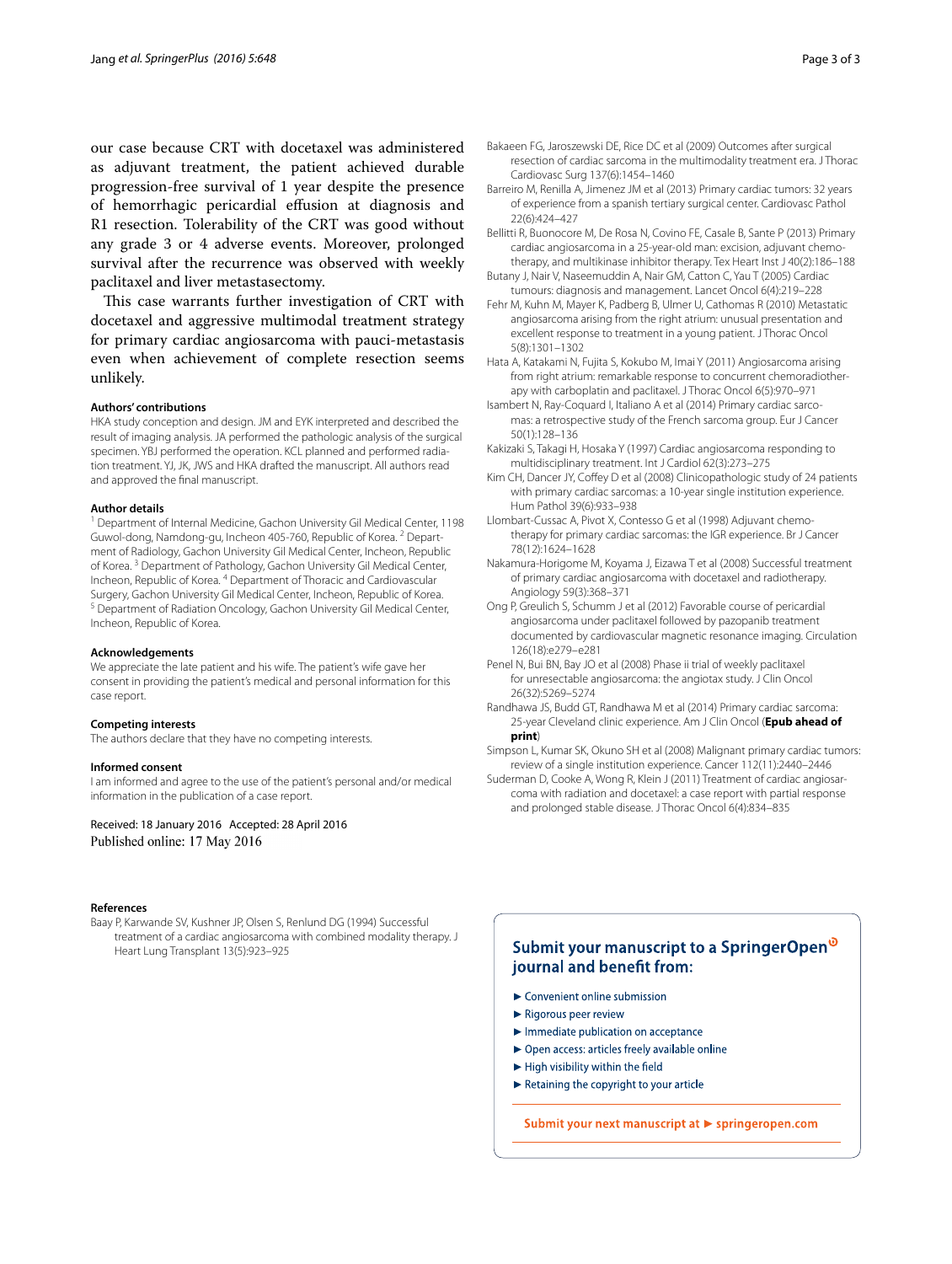our case because CRT with docetaxel was administered as adjuvant treatment, the patient achieved durable progression-free survival of 1 year despite the presence of hemorrhagic pericardial effusion at diagnosis and R1 resection. Tolerability of the CRT was good without any grade 3 or 4 adverse events. Moreover, prolonged survival after the recurrence was observed with weekly paclitaxel and liver metastasectomy.

This case warrants further investigation of CRT with docetaxel and aggressive multimodal treatment strategy for primary cardiac angiosarcoma with pauci-metastasis even when achievement of complete resection seems unlikely.

#### Authors' contributions

HKA study conception and design. JM and EYK interpreted and described the result of imaging analysis. JA performed the pathologic analysis of the surgical specimen. YBJ performed the operation. KCL planned and performed radiation treatment. YJ, JK, JWS and HKA drafted the manuscript. All authors read and approved the final manuscript.

#### Author details

[1] Department of Internal Medicine, Gachon University Gil Medical Center, 1198 Guwol-dong, Namdong-gu, Incheon 405-760, Republic of Korea. [2] Department of Radiology, Gachon University Gil Medical Center, Incheon, Republic of Korea. [3] Department of Pathology, Gachon University Gil Medical Center, Incheon, Republic of Korea. [4] Department of Thoracic and Cardiovascular Surgery, Gachon University Gil Medical Center, Incheon, Republic of Korea. [5] Department of Radiation Oncology, Gachon University Gil Medical Center, Incheon, Republic of Korea.

#### Acknowledgements

We appreciate the late patient and his wife. The patient's wife gave her consent in providing the patient's medical and personal information for this case report.

#### Competing interests

The authors declare that they have no competing interests.

#### Informed consent

I am informed and agree to the use of the patient's personal and/or medical information in the publication of a case report.

Received: 18 January 2016 Accepted: 28 April 2016
Published online: 17 May 2016

#### References

Baay P, Karwande SV, Kushner JP, Olsen S, Renlund DG (1994) Successful treatment of a cardiac angiosarcoma with combined modality therapy. J Heart Lung Transplant 13(5):923–925

Bakaeen FG, Jaroszewski DE, Rice DC et al (2009) Outcomes after surgical resection of cardiac sarcoma in the multimodality treatment era. J Thorac Cardiovasc Surg 137(6):1454–1460

Barreiro M, Renilla A, Jimenez JM et al (2013) Primary cardiac tumors: 32 years of experience from a spanish tertiary surgical center. Cardiovasc Pathol 22(6):424–427

Bellitti R, Buonocore M, De Rosa N, Covino FE, Casale B, Sante P (2013) Primary cardiac angiosarcoma in a 25-year-old man: excision, adjuvant chemotherapy, and multikinase inhibitor therapy. Tex Heart Inst J 40(2):186–188

Butany J, Nair V, Naseemuddin A, Nair GM, Catton C, Yau T (2005) Cardiac tumours: diagnosis and management. Lancet Oncol 6(4):219–228

Fehr M, Kuhn M, Mayer K, Padberg B, Ulmer U, Cathomas R (2010) Metastatic angiosarcoma arising from the right atrium: unusual presentation and excellent response to treatment in a young patient. J Thorac Oncol 5(8):1301–1302

Hata A, Katakami N, Fujita S, Kokubo M, Imai Y (2011) Angiosarcoma arising from right atrium: remarkable response to concurrent chemoradiotherapy with carboplatin and paclitaxel. J Thorac Oncol 6(5):970–971

Isambert N, Ray-Coquard I, Italiano A et al (2014) Primary cardiac sarcomas: a retrospective study of the French sarcoma group. Eur J Cancer 50(1):128–136

Kakizaki S, Takagi H, Hosaka Y (1997) Cardiac angiosarcoma responding to multidisciplinary treatment. Int J Cardiol 62(3):273–275

Kim CH, Dancer JY, Coffey D et al (2008) Clinicopathologic study of 24 patients with primary cardiac sarcomas: a 10-year single institution experience. Hum Pathol 39(6):933–938

Llombart-Cussac A, Pivot X, Contesso G et al (1998) Adjuvant chemotherapy for primary cardiac sarcomas: the IGR experience. Br J Cancer 78(12):1624–1628

Nakamura-Horigome M, Koyama J, Eizawa T et al (2008) Successful treatment of primary cardiac angiosarcoma with docetaxel and radiotherapy. Angiology 59(3):368–371

Ong P, Greulich S, Schumm J et al (2012) Favorable course of pericardial angiosarcoma under paclitaxel followed by pazopanib treatment documented by cardiovascular magnetic resonance imaging. Circulation 126(18):e279–e281

Penel N, Bui BN, Bay JO et al (2008) Phase ii trial of weekly paclitaxel for unresectable angiosarcoma: the angiotax study. J Clin Oncol 26(32):5269–5274

Randhawa JS, Budd GT, Randhawa M et al (2014) Primary cardiac sarcoma: 25-year Cleveland clinic experience. Am J Clin Oncol (**Epub ahead of print**)

Simpson L, Kumar SK, Okuno SH et al (2008) Malignant primary cardiac tumors: review of a single institution experience. Cancer 112(11):2440–2446

Suderman D, Cooke A, Wong R, Klein J (2011) Treatment of cardiac angiosarcoma with radiation and docetaxel: a case report with partial response and prolonged stable disease. J Thorac Oncol 6(4):834–835